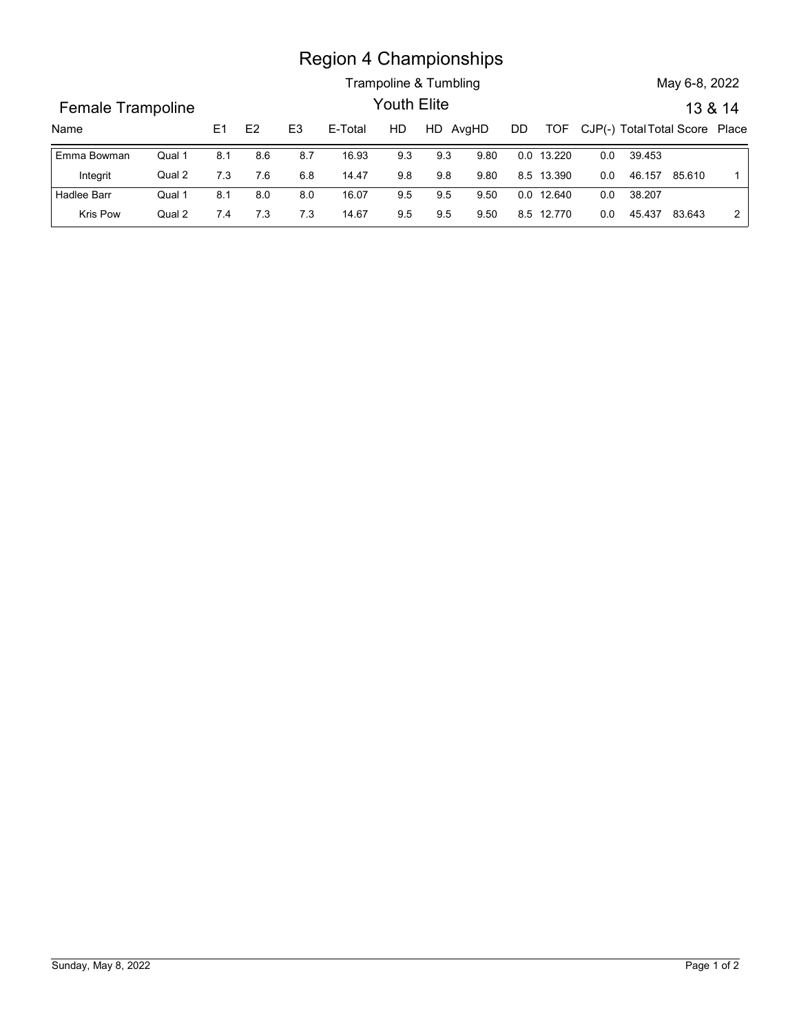# Region 4 Championships

Trampoline & Tumbling

May 6-8, 2022

## Female Trampoline

Youth Elite

13 & 14

| Name | | E1 | E2 | E3 | E-Total | HD | HD | AvgHD | DD | TOF | CJP(-) | Total | Total Score | Place |
|---|---|---|---|---|---|---|---|---|---|---|---|---|---|
| Emma Bowman | Qual 1 | 8.1 | 8.6 | 8.7 | 16.93 | 9.3 | 9.3 | 9.80 | 0.0 | 13.220 | 0.0 | 39.453 | | |
| Integrit | Qual 2 | 7.3 | 7.6 | 6.8 | 14.47 | 9.8 | 9.8 | 9.80 | 8.5 | 13.390 | 0.0 | 46.157 | 85.610 | 1 |
| Hadlee Barr | Qual 1 | 8.1 | 8.0 | 8.0 | 16.07 | 9.5 | 9.5 | 9.50 | 0.0 | 12.640 | 0.0 | 38.207 | | |
| Kris Pow | Qual 2 | 7.4 | 7.3 | 7.3 | 14.67 | 9.5 | 9.5 | 9.50 | 8.5 | 12.770 | 0.0 | 45.437 | 83.643 | 2 |

Sunday, May 8, 2022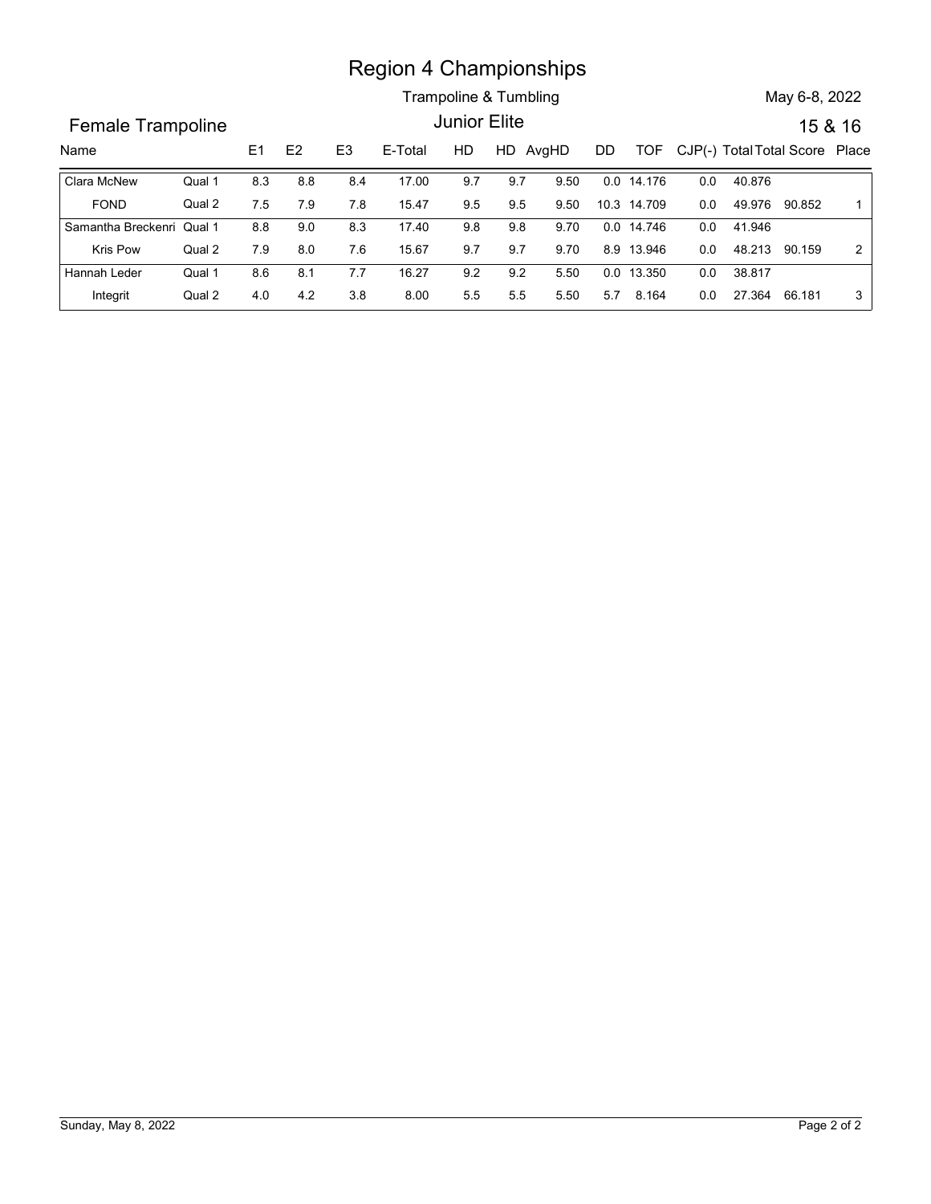# Region 4 Championships

Trampoline & Tumbling

May 6-8, 2022

## Female Trampoline

Junior Elite

15 & 16

| Name | | E1 | E2 | E3 | E-Total | HD | HD | AvgHD | DD | TOF | CJP(-) | Total | Total Score | Place |
|---|---|---|---|---|---|---|---|---|---|---|---|---|---|---|
| Clara McNew | Qual 1 | 8.3 | 8.8 | 8.4 | 17.00 | 9.7 | 9.7 | 9.50 | 0.0 | 14.176 | 0.0 | 40.876 | | |
| FOND | Qual 2 | 7.5 | 7.9 | 7.8 | 15.47 | 9.5 | 9.5 | 9.50 | 10.3 | 14.709 | 0.0 | 49.976 | 90.852 | 1 |
| Samantha Breckenri | Qual 1 | 8.8 | 9.0 | 8.3 | 17.40 | 9.8 | 9.8 | 9.70 | 0.0 | 14.746 | 0.0 | 41.946 | | |
| Kris Pow | Qual 2 | 7.9 | 8.0 | 7.6 | 15.67 | 9.7 | 9.7 | 9.70 | 8.9 | 13.946 | 0.0 | 48.213 | 90.159 | 2 |
| Hannah Leder | Qual 1 | 8.6 | 8.1 | 7.7 | 16.27 | 9.2 | 9.2 | 5.50 | 0.0 | 13.350 | 0.0 | 38.817 | | |
| Integrit | Qual 2 | 4.0 | 4.2 | 3.8 | 8.00 | 5.5 | 5.5 | 5.50 | 5.7 | 8.164 | 0.0 | 27.364 | 66.181 | 3 |

Sunday, May 8, 2022